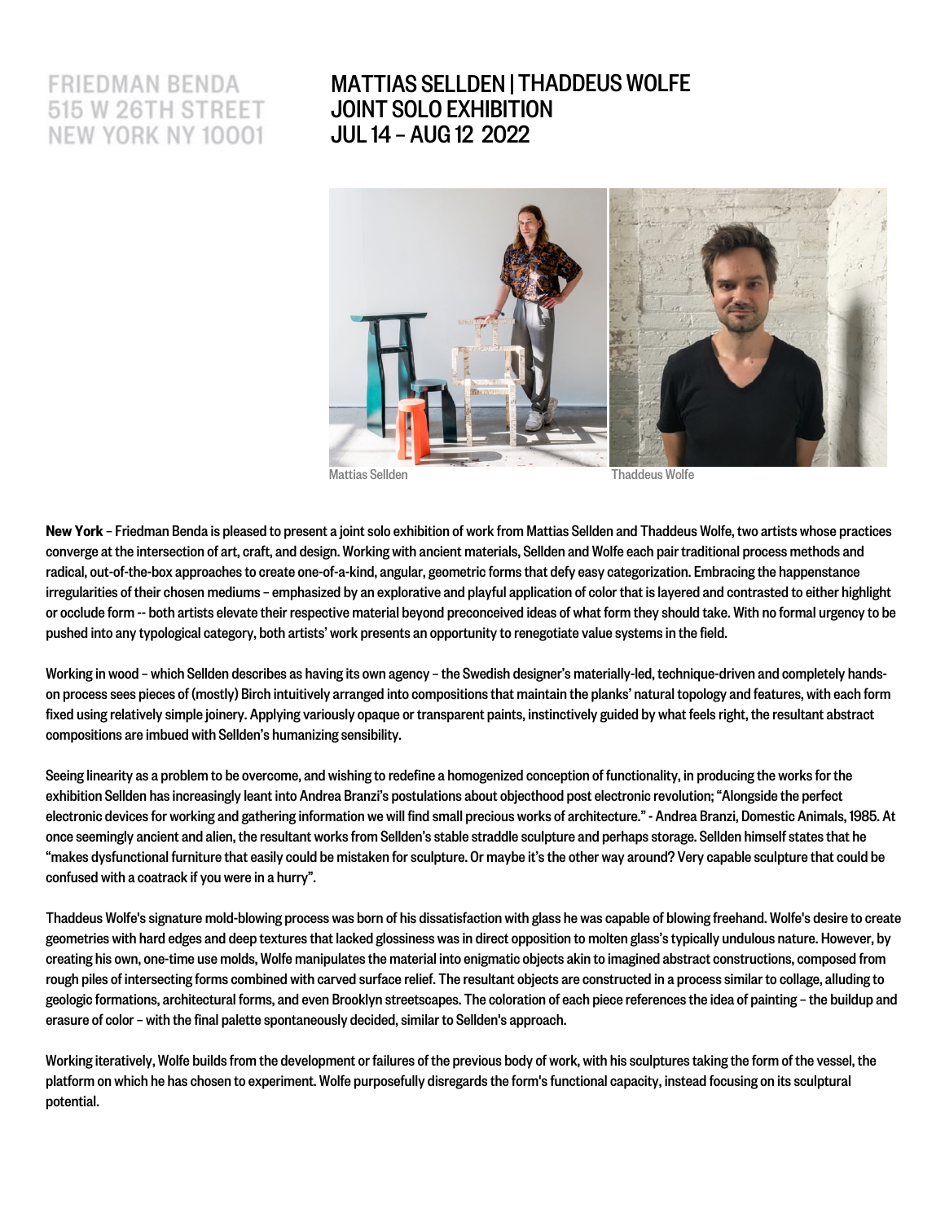FRIEDMAN BENDA
515 W 26TH STREET
NEW YORK NY 10001

# MATTIAS SELLDEN | THADDEUS WOLFE
# JOINT SOLO EXHIBITION
# JUL 14 – AUG 12 2022

Mattias Sellden          Thaddeus Wolfe

**New York** – Friedman Benda is pleased to present a joint solo exhibition of work from Mattias Sellden and Thaddeus Wolfe, two artists whose practices converge at the intersection of art, craft, and design. Working with ancient materials, Sellden and Wolfe each pair traditional process methods and radical, out-of-the-box approaches to create one-of-a-kind, angular, geometric forms that defy easy categorization. Embracing the happenstance irregularities of their chosen mediums – emphasized by an explorative and playful application of color that is layered and contrasted to either highlight or occlude form -- both artists elevate their respective material beyond preconceived ideas of what form they should take. With no formal urgency to be pushed into any typological category, both artists' work presents an opportunity to renegotiate value systems in the field.

Working in wood – which Sellden describes as having its own agency – the Swedish designer's materially-led, technique-driven and completely hands-on process sees pieces of (mostly) Birch intuitively arranged into compositions that maintain the planks' natural topology and features, with each form fixed using relatively simple joinery. Applying variously opaque or transparent paints, instinctively guided by what feels right, the resultant abstract compositions are imbued with Sellden's humanizing sensibility.

Seeing linearity as a problem to be overcome, and wishing to redefine a homogenized conception of functionality, in producing the works for the exhibition Sellden has increasingly leant into Andrea Branzi's postulations about objecthood post electronic revolution; "Alongside the perfect electronic devices for working and gathering information we will find small precious works of architecture." - Andrea Branzi, Domestic Animals, 1985. At once seemingly ancient and alien, the resultant works from Sellden's stable straddle sculpture and perhaps storage. Sellden himself states that he "makes dysfunctional furniture that easily could be mistaken for sculpture. Or maybe it's the other way around? Very capable sculpture that could be confused with a coatrack if you were in a hurry".

Thaddeus Wolfe's signature mold-blowing process was born of his dissatisfaction with glass he was capable of blowing freehand. Wolfe's desire to create geometries with hard edges and deep textures that lacked glossiness was in direct opposition to molten glass's typically undulous nature. However, by creating his own, one-time use molds, Wolfe manipulates the material into enigmatic objects akin to imagined abstract constructions, composed from rough piles of intersecting forms combined with carved surface relief. The resultant objects are constructed in a process similar to collage, alluding to geologic formations, architectural forms, and even Brooklyn streetscapes. The coloration of each piece references the idea of painting – the buildup and erasure of color – with the final palette spontaneously decided, similar to Sellden's approach.

Working iteratively, Wolfe builds from the development or failures of the previous body of work, with his sculptures taking the form of the vessel, the platform on which he has chosen to experiment. Wolfe purposefully disregards the form's functional capacity, instead focusing on its sculptural potential.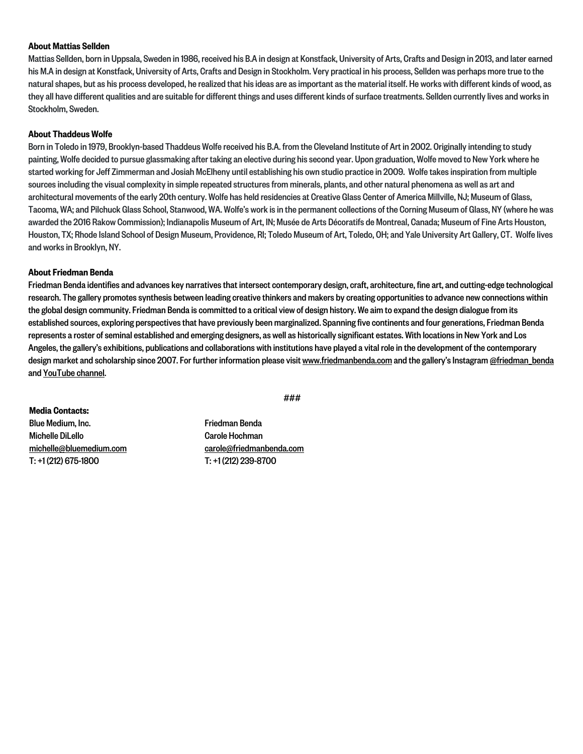**About Mattias Sellden**

Mattias Sellden, born in Uppsala, Sweden in 1986, received his B.A in design at Konstfack, University of Arts, Crafts and Design in 2013, and later earned his M.A in design at Konstfack, University of Arts, Crafts and Design in Stockholm. Very practical in his process, Sellden was perhaps more true to the natural shapes, but as his process developed, he realized that his ideas are as important as the material itself. He works with different kinds of wood, as they all have different qualities and are suitable for different things and uses different kinds of surface treatments. Sellden currently lives and works in Stockholm, Sweden.

**About Thaddeus Wolfe**

Born in Toledo in 1979, Brooklyn-based Thaddeus Wolfe received his B.A. from the Cleveland Institute of Art in 2002. Originally intending to study painting, Wolfe decided to pursue glassmaking after taking an elective during his second year. Upon graduation, Wolfe moved to New York where he started working for Jeff Zimmerman and Josiah McElheny until establishing his own studio practice in 2009. Wolfe takes inspiration from multiple sources including the visual complexity in simple repeated structures from minerals, plants, and other natural phenomena as well as art and architectural movements of the early 20th century. Wolfe has held residencies at Creative Glass Center of America Millville, NJ; Museum of Glass, Tacoma, WA; and Pilchuck Glass School, Stanwood, WA. Wolfe's work is in the permanent collections of the Corning Museum of Glass, NY (where he was awarded the 2016 Rakow Commission); Indianapolis Museum of Art, IN; Musée de Arts Décoratifs de Montreal, Canada; Museum of Fine Arts Houston, Houston, TX; Rhode Island School of Design Museum, Providence, RI; Toledo Museum of Art, Toledo, OH; and Yale University Art Gallery, CT. Wolfe lives and works in Brooklyn, NY.

**About Friedman Benda**

Friedman Benda identifies and advances key narratives that intersect contemporary design, craft, architecture, fine art, and cutting-edge technological research. The gallery promotes synthesis between leading creative thinkers and makers by creating opportunities to advance new connections within the global design community. Friedman Benda is committed to a critical view of design history. We aim to expand the design dialogue from its established sources, exploring perspectives that have previously been marginalized. Spanning five continents and four generations, Friedman Benda represents a roster of seminal established and emerging designers, as well as historically significant estates. With locations in New York and Los Angeles, the gallery's exhibitions, publications and collaborations with institutions have played a vital role in the development of the contemporary design market and scholarship since 2007. For further information please visit www.friedmanbenda.com and the gallery's Instagram @friedman_benda and YouTube channel.

###

**Media Contacts:**

Blue Medium, Inc.
Michelle DiLello
michelle@bluemedium.com
T: +1 (212) 675-1800

Friedman Benda
Carole Hochman
carole@friedmanbenda.com
T: +1 (212) 239-8700